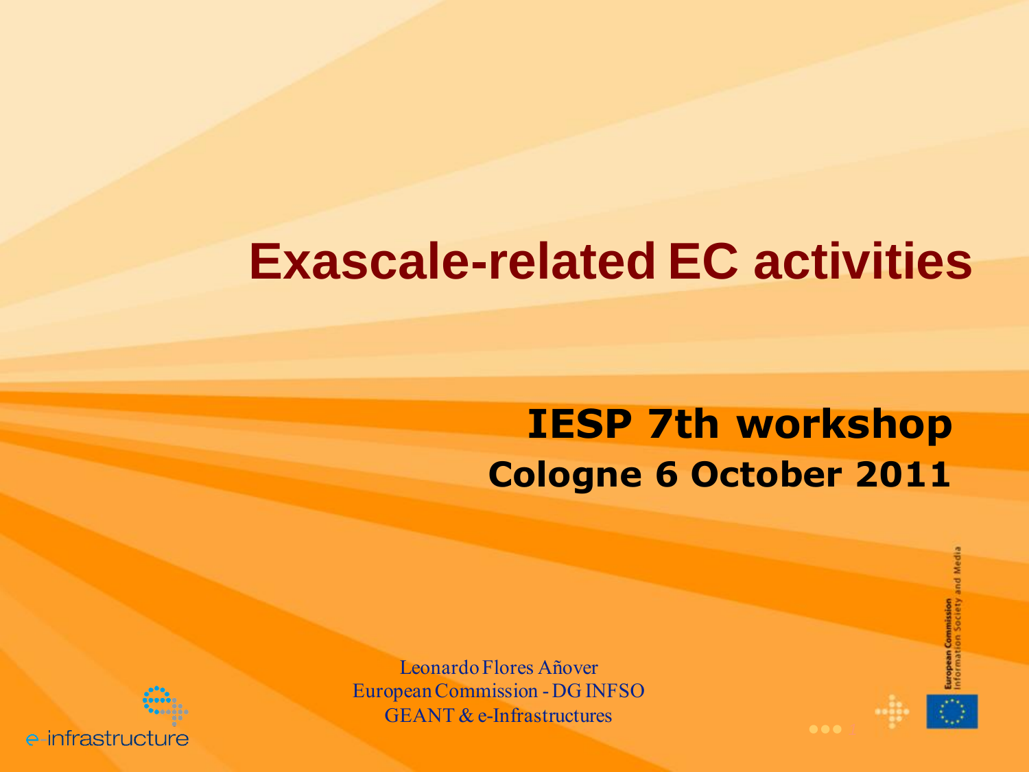# Exascale-related EC activities

## IESP 7th workshop
### Cologne 6 October 2011

Leonardo Flores Añover
European Commission - DG INFSO
GEANT & e-Infrastructures

e-infrastructure

European Commission
Information Society and Media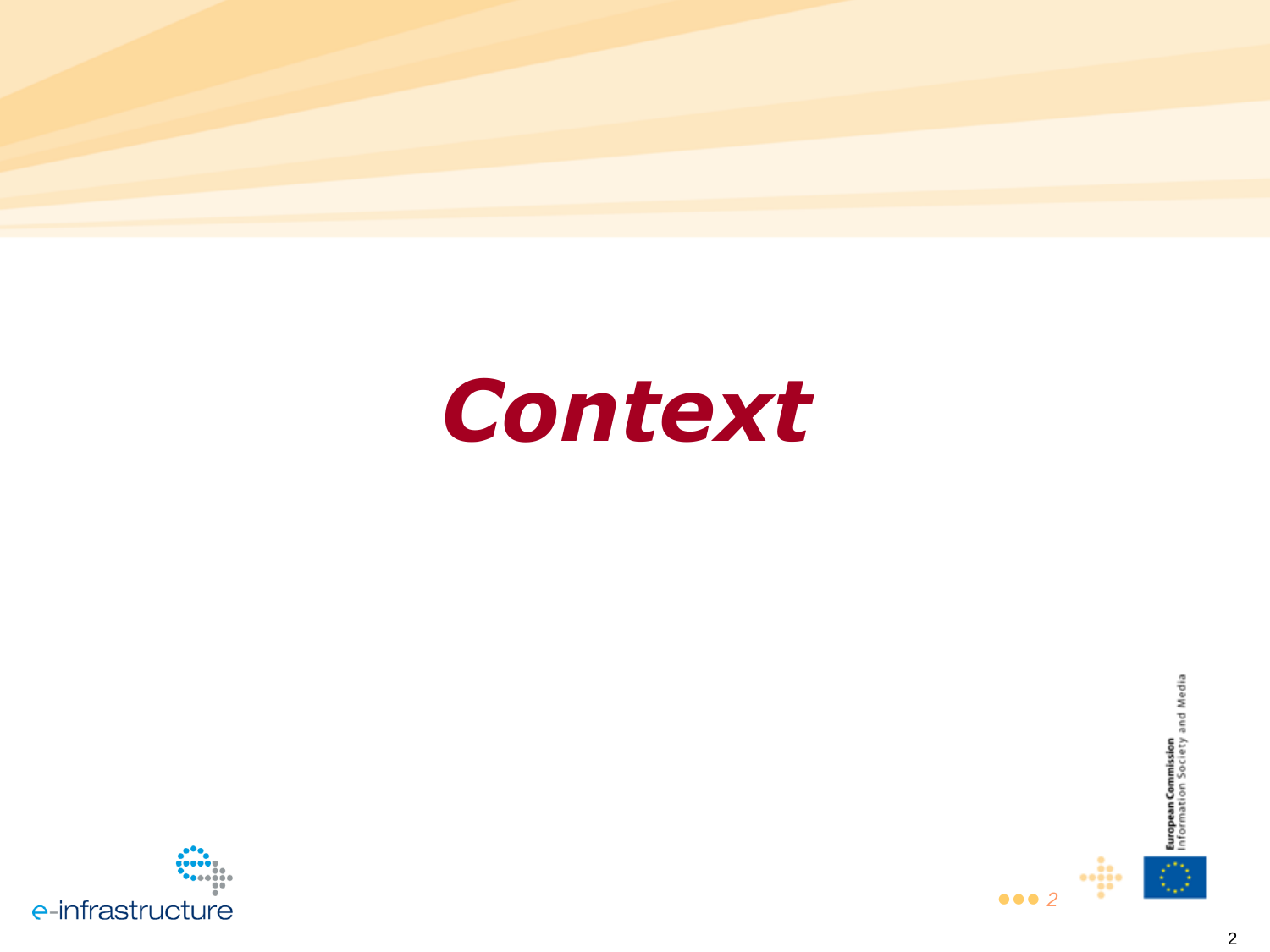# *Context*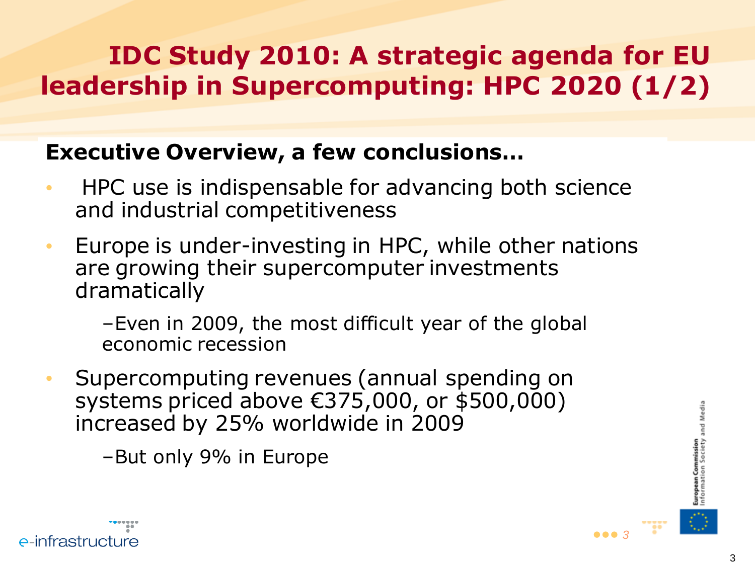# IDC Study 2010: A strategic agenda for EU leadership in Supercomputing: HPC 2020 (1/2)

**Executive Overview, a few conclusions…**

- HPC use is indispensable for advancing both science and industrial competitiveness
- Europe is under-investing in HPC, while other nations are growing their supercomputer investments dramatically
  - Even in 2009, the most difficult year of the global economic recession
- Supercomputing revenues (annual spending on systems priced above €375,000, or $500,000) increased by 25% worldwide in 2009
  - But only 9% in Europe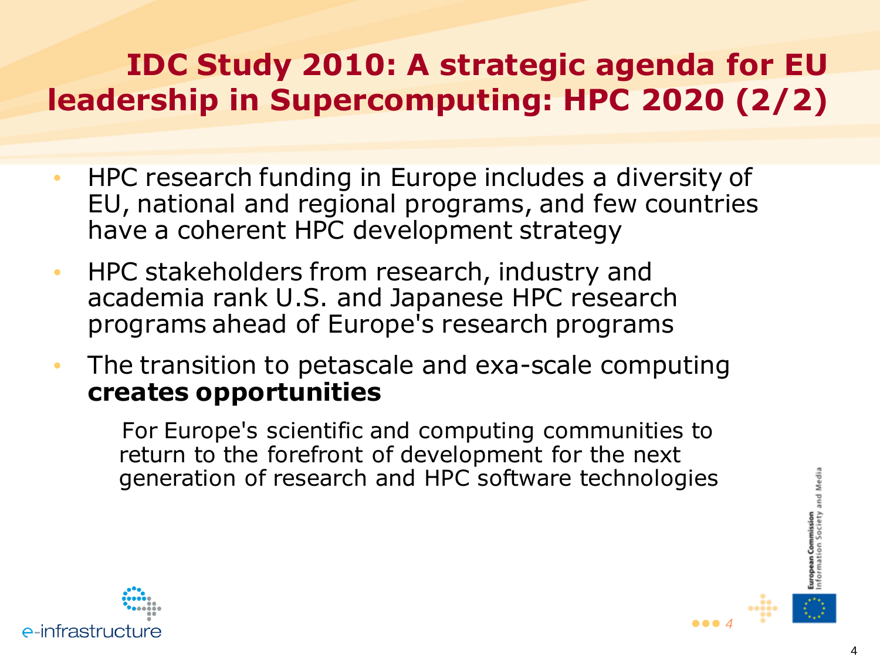# IDC Study 2010: A strategic agenda for EU leadership in Supercomputing: HPC 2020 (2/2)

- HPC research funding in Europe includes a diversity of EU, national and regional programs, and few countries have a coherent HPC development strategy
- HPC stakeholders from research, industry and academia rank U.S. and Japanese HPC research programs ahead of Europe's research programs
- The transition to petascale and exa-scale computing **creates opportunities**

  For Europe's scientific and computing communities to return to the forefront of development for the next generation of research and HPC software technologies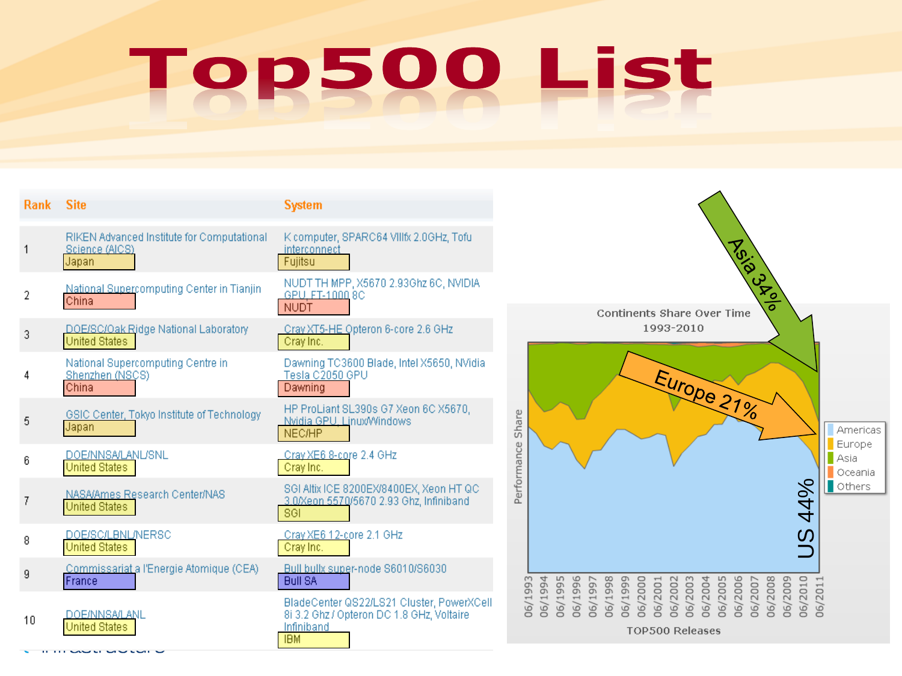# Top500 List

| Rank | Site | System |
|---|---|---|
| 1 | RIKEN Advanced Institute for Computational Science (AICS) Japan | K computer, SPARC64 VIIIfx 2.0GHz, Tofu interconnect Fujitsu |
| 2 | National Supercomputing Center in Tianjin China | NUDT TH MPP, X5670 2.93Ghz 6C, NVIDIA GPU, FT-1000 8C NUDT |
| 3 | DOE/SC/Oak Ridge National Laboratory United States | Cray XT5-HE Opteron 6-core 2.6 GHz Cray Inc. |
| 4 | National Supercomputing Centre in Shenzhen (NSCS) China | Dawning TC3600 Blade, Intel X5650, NVidia Tesla C2050 GPU Dawning |
| 5 | GSIC Center, Tokyo Institute of Technology Japan | HP ProLiant SL390s G7 Xeon 6C X5670, Nvidia GPU, Linux/Windows NEC/HP |
| 6 | DOE/NNSA/LANL/SNL United States | Cray XE6 8-core 2.4 GHz Cray Inc. |
| 7 | NASA/Ames Research Center/NAS United States | SGI Altix ICE 8200EX/8400EX, Xeon HT QC 3.0/Xeon 5570/5670 2.93 Ghz, Infiniband SGI |
| 8 | DOE/SC/LBNL/NERSC United States | Cray XE6 12-core 2.1 GHz Cray Inc. |
| 9 | Commissariat a l'Energie Atomique (CEA) France | Bull bullx super-node S6010/S6030 Bull SA |
| 10 | DOE/NNSA/LANL United States | BladeCenter QS22/LS21 Cluster, PowerXCell 8i 3.2 Ghz / Opteron DC 1.8 GHz, Voltaire Infiniband IBM |

Continents Share Over Time 1993-2010

Asia 34%

Europe 21%

US 44%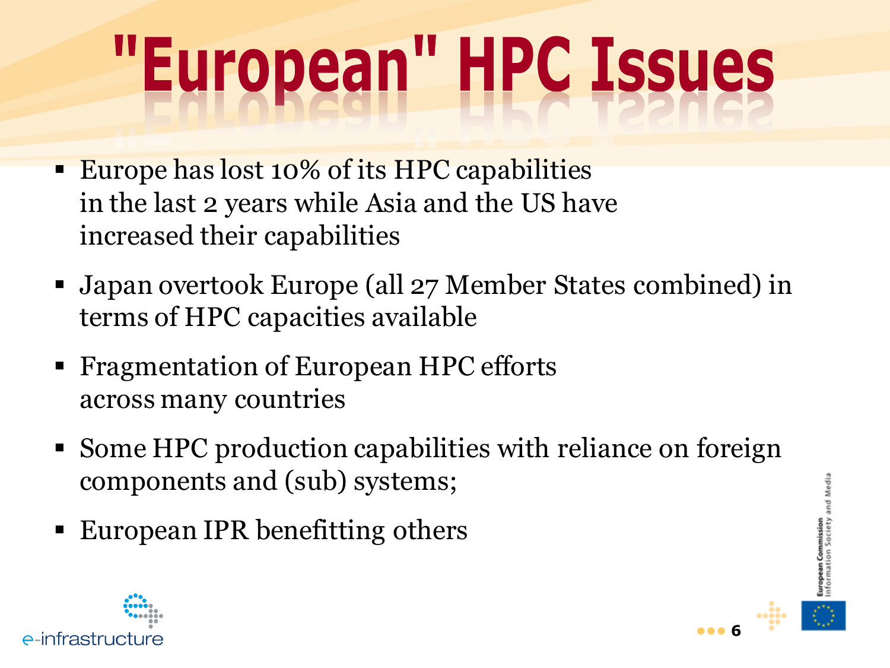# "European" HPC Issues

- Europe has lost 10% of its HPC capabilities in the last 2 years while Asia and the US have increased their capabilities
- Japan overtook Europe (all 27 Member States combined) in terms of HPC capacities available
- Fragmentation of European HPC efforts across many countries
- Some HPC production capabilities with reliance on foreign components and (sub) systems;
- European IPR benefitting others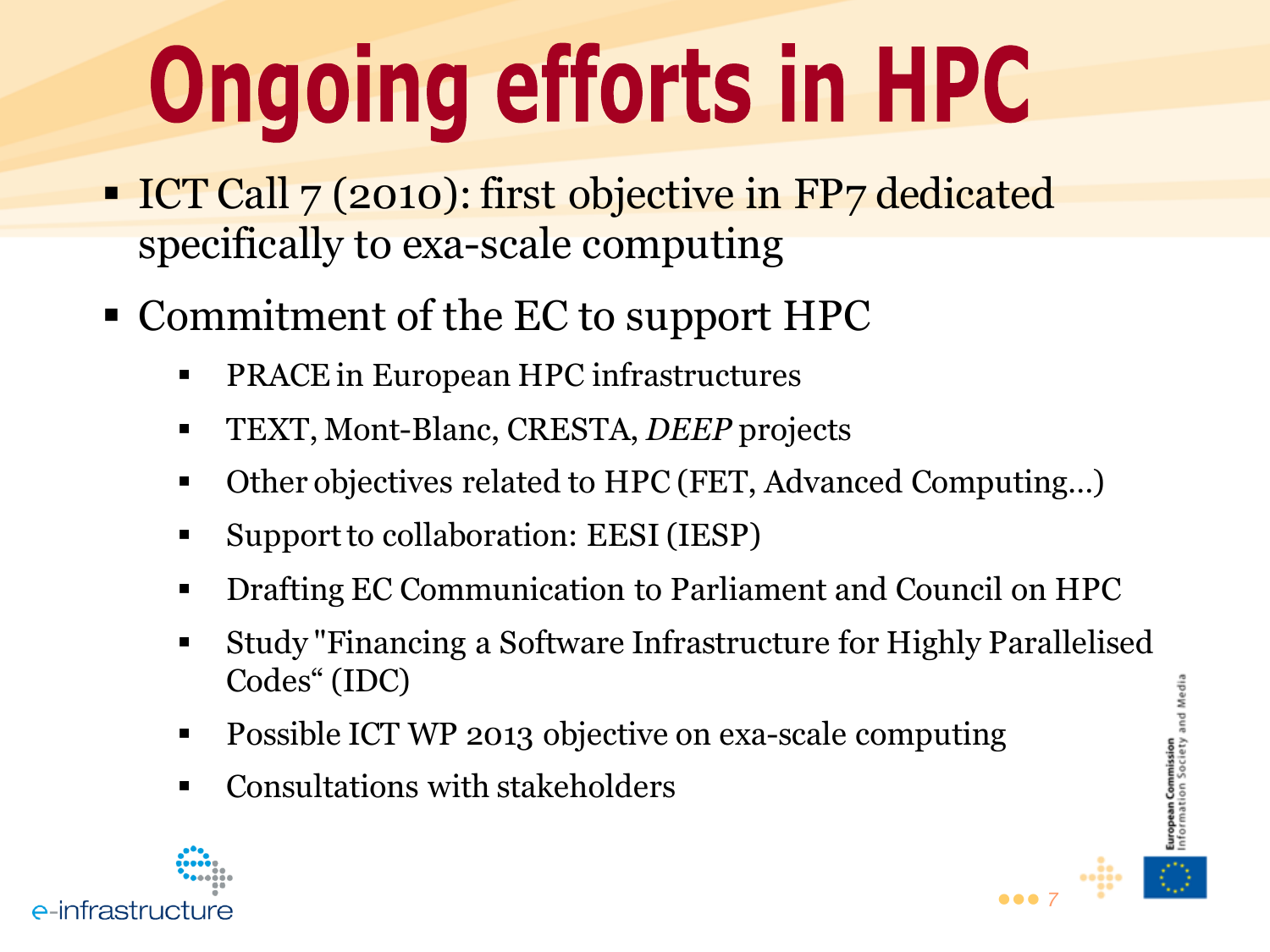# Ongoing efforts in HPC

- ICT Call 7 (2010): first objective in FP7 dedicated specifically to exa-scale computing
- Commitment of the EC to support HPC
  - PRACE in European HPC infrastructures
  - TEXT, Mont-Blanc, CRESTA, *DEEP* projects
  - Other objectives related to HPC (FET, Advanced Computing…)
  - Support to collaboration: EESI (IESP)
  - Drafting EC Communication to Parliament and Council on HPC
  - Study "Financing a Software Infrastructure for Highly Parallelised Codes" (IDC)
  - Possible ICT WP 2013 objective on exa-scale computing
  - Consultations with stakeholders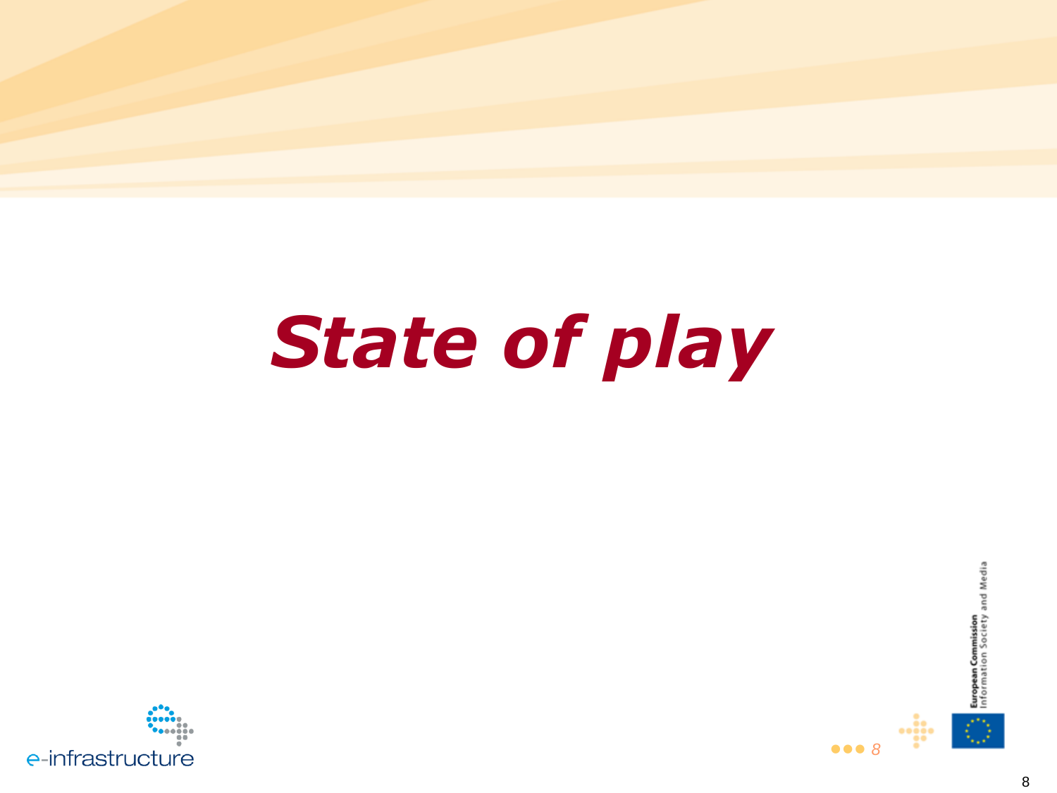# *State of play*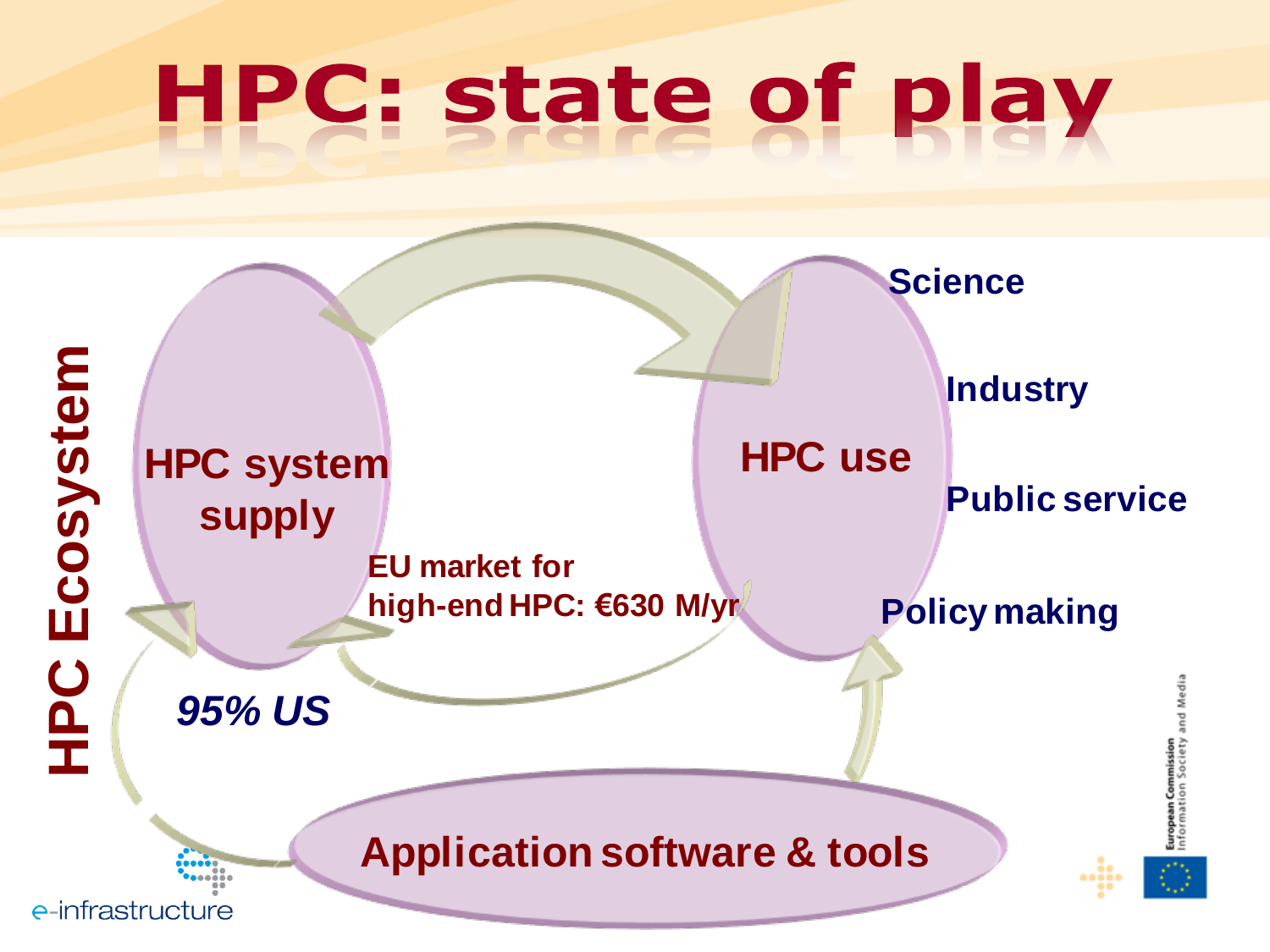# HPC: state of play

**HPC Ecosystem**

**HPC system supply**

***95% US***

**EU market for high-end HPC: €630 M/yr**

**HPC use**

- **Science**
- **Industry**
- **Public service**
- **Policy making**

**Application software & tools**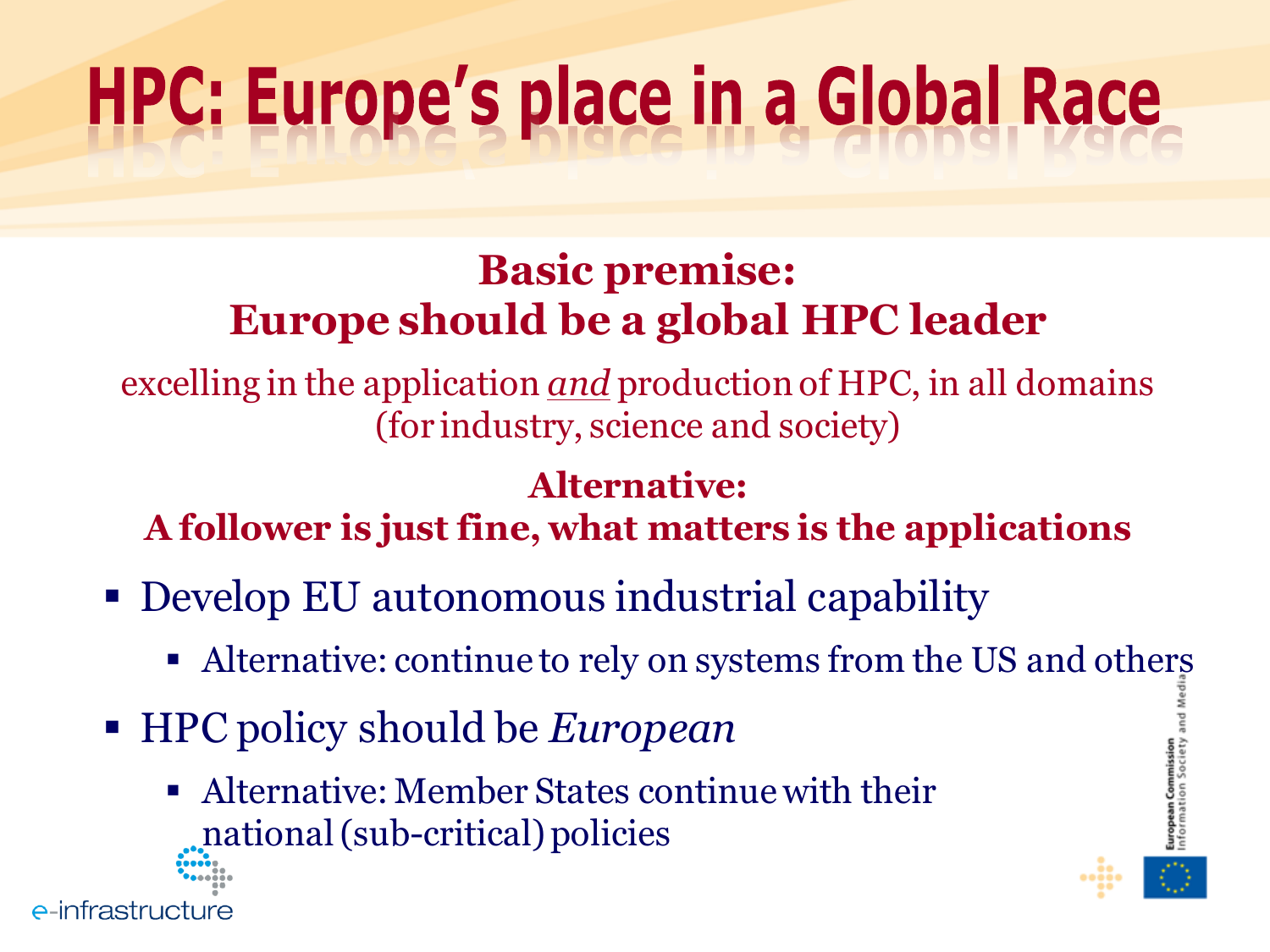# HPC: Europe's place in a Global Race

**Basic premise:**
**Europe should be a global HPC leader**

excelling in the application *and* production of HPC, in all domains (for industry, science and society)

**Alternative:**
**A follower is just fine, what matters is the applications**

- Develop EU autonomous industrial capability
  - Alternative: continue to rely on systems from the US and others
- HPC policy should be *European*
  - Alternative: Member States continue with their national (sub-critical) policies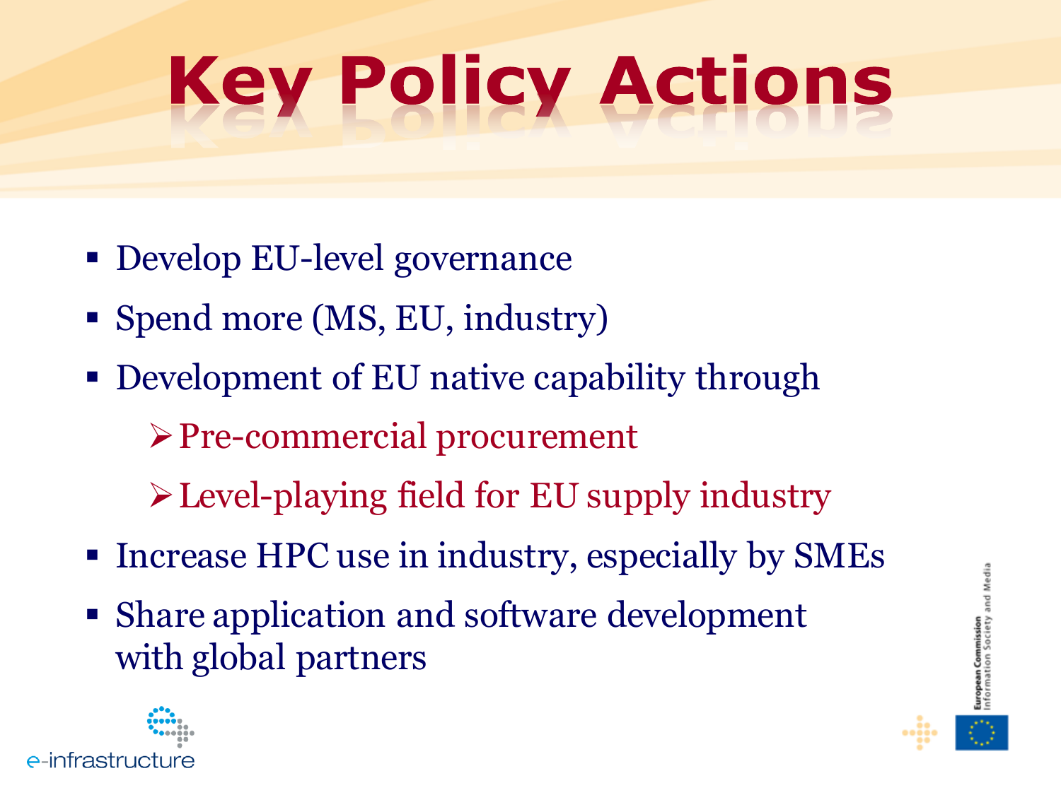# Key Policy Actions

- Develop EU-level governance
- Spend more (MS, EU, industry)
- Development of EU native capability through
  - Pre-commercial procurement
  - Level-playing field for EU supply industry
- Increase HPC use in industry, especially by SMEs
- Share application and software development with global partners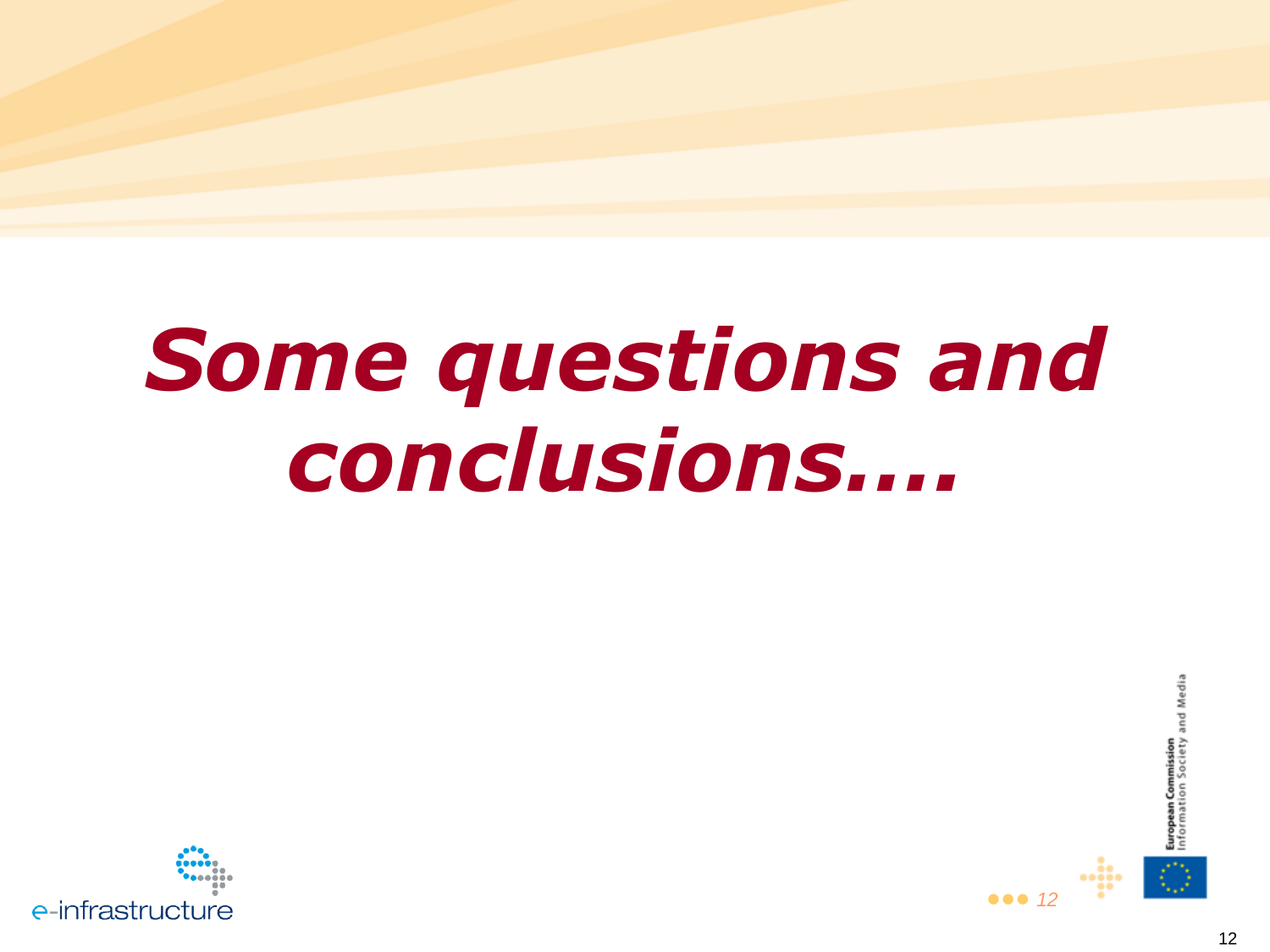# *Some questions and conclusions….*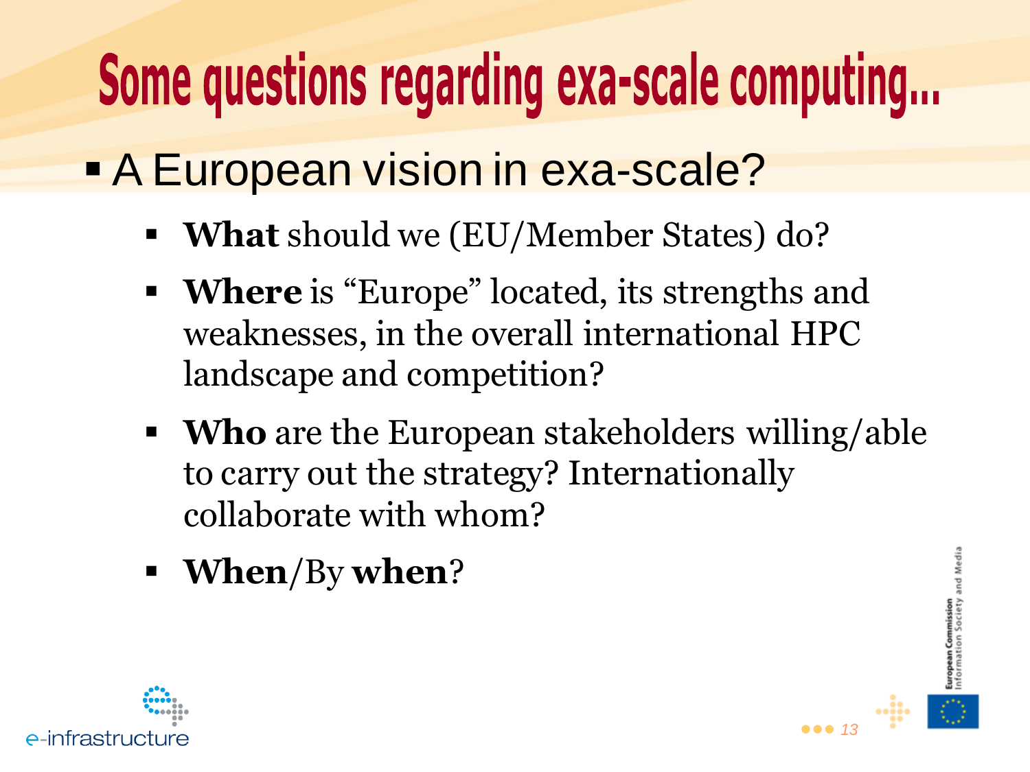# Some questions regarding exa-scale computing...

- A European vision in exa-scale?
  - **What** should we (EU/Member States) do?
  - **Where** is "Europe" located, its strengths and weaknesses, in the overall international HPC landscape and competition?
  - **Who** are the European stakeholders willing/able to carry out the strategy? Internationally collaborate with whom?
  - **When**/By **when**?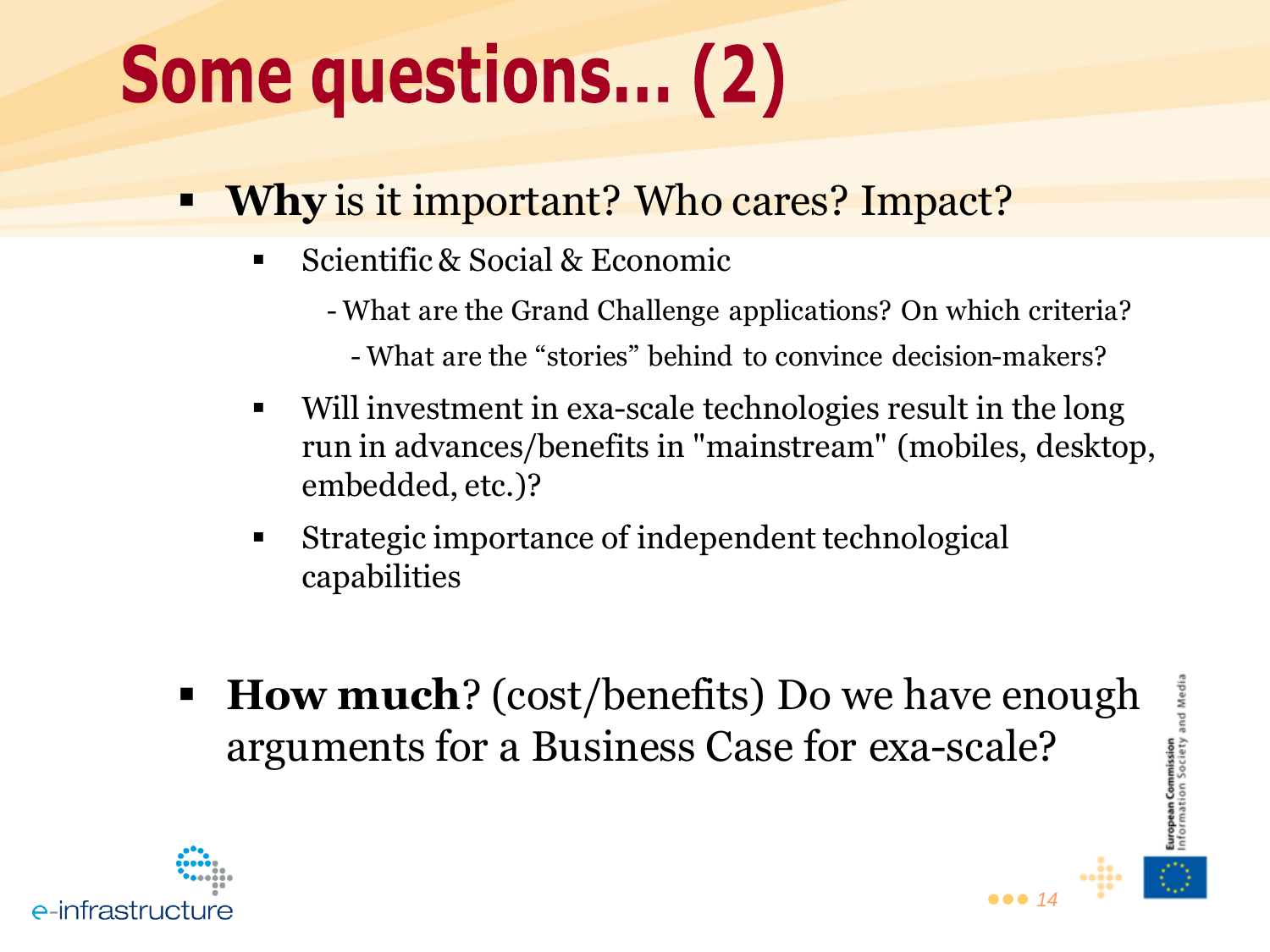# Some questions... (2)

- **Why** is it important? Who cares? Impact?
  - Scientific & Social & Economic
    - What are the Grand Challenge applications? On which criteria?
      - What are the "stories" behind to convince decision-makers?
  - Will investment in exa-scale technologies result in the long run in advances/benefits in "mainstream" (mobiles, desktop, embedded, etc.)?
  - Strategic importance of independent technological capabilities

- **How much**? (cost/benefits) Do we have enough arguments for a Business Case for exa-scale?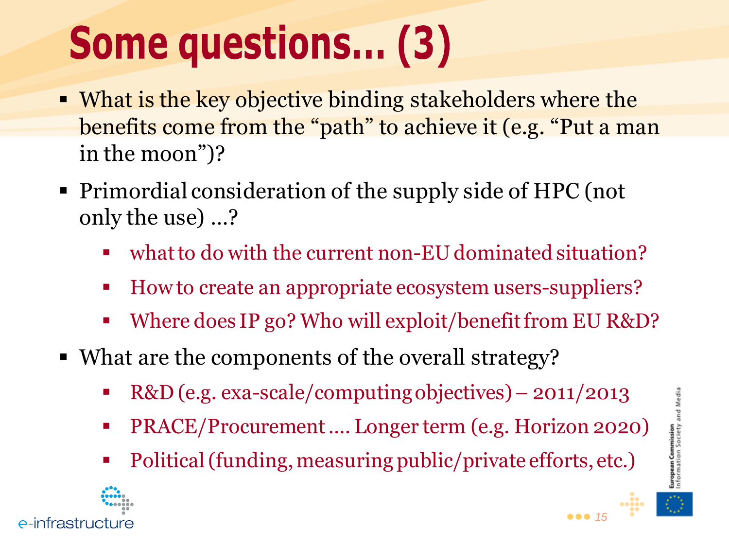# Some questions... (3)

- What is the key objective binding stakeholders where the benefits come from the “path” to achieve it (e.g. “Put a man in the moon”)?
- Primordial consideration of the supply side of HPC (not only the use) …?
  - what to do with the current non-EU dominated situation?
  - How to create an appropriate ecosystem users-suppliers?
  - Where does IP go? Who will exploit/benefit from EU R&D?
- What are the components of the overall strategy?
  - R&D (e.g. exa-scale/computing objectives) – 2011/2013
  - PRACE/Procurement …. Longer term (e.g. Horizon 2020)
  - Political (funding, measuring public/private efforts, etc.)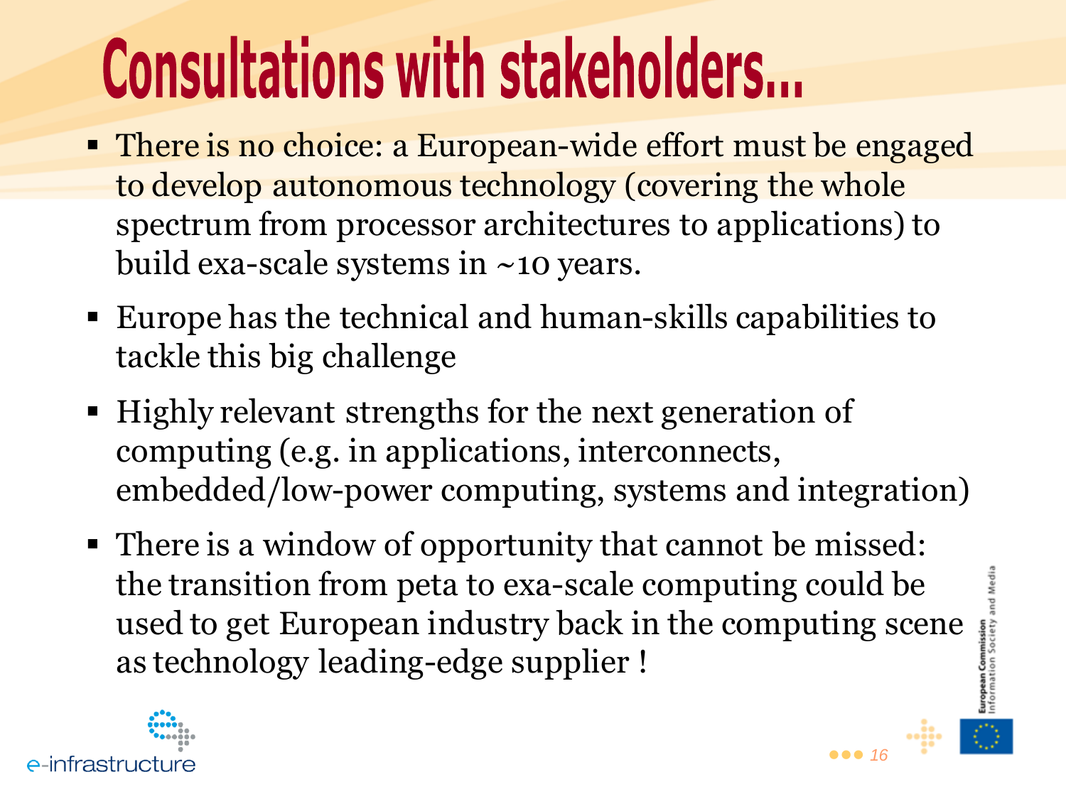# Consultations with stakeholders...

- There is no choice: a European-wide effort must be engaged to develop autonomous technology (covering the whole spectrum from processor architectures to applications) to build exa-scale systems in ~10 years.
- Europe has the technical and human-skills capabilities to tackle this big challenge
- Highly relevant strengths for the next generation of computing (e.g. in applications, interconnects, embedded/low-power computing, systems and integration)
- There is a window of opportunity that cannot be missed: the transition from peta to exa-scale computing could be used to get European industry back in the computing scene as technology leading-edge supplier !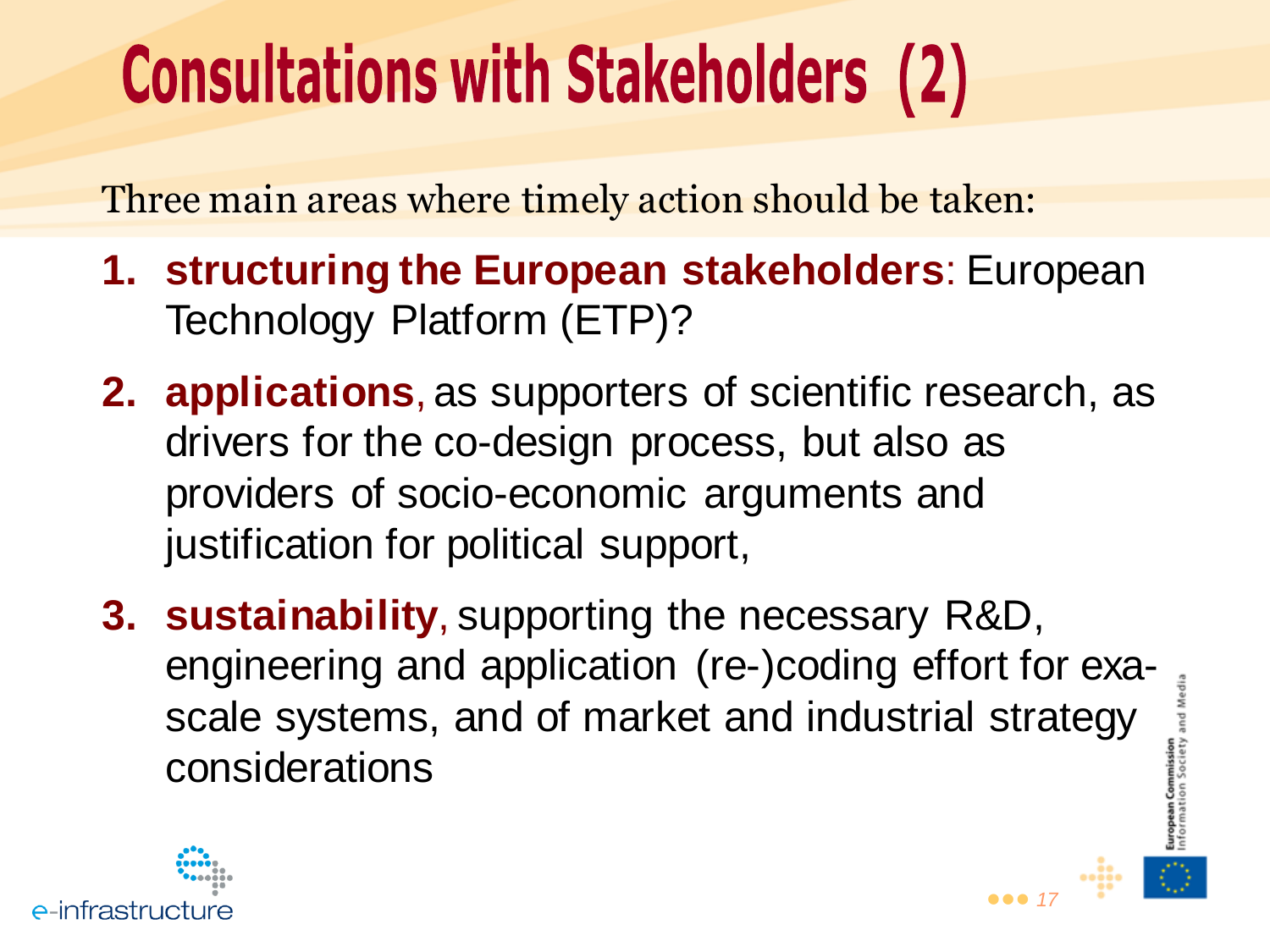# Consultations with Stakeholders (2)

Three main areas where timely action should be taken:

1. **structuring the European stakeholders**: European Technology Platform (ETP)?
2. **applications**, as supporters of scientific research, as drivers for the co-design process, but also as providers of socio-economic arguments and justification for political support,
3. **sustainability**, supporting the necessary R&D, engineering and application (re-)coding effort for exa-scale systems, and of market and industrial strategy considerations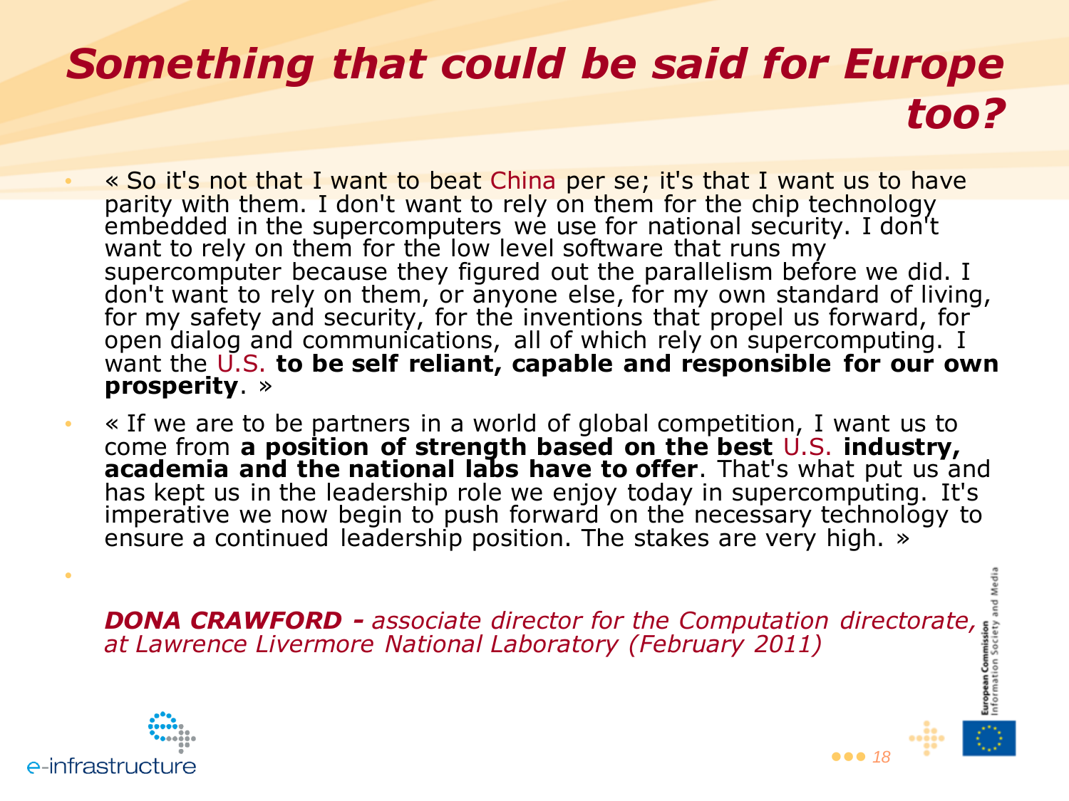# *Something that could be said for Europe too?*

- « So it's not that I want to beat China per se; it's that I want us to have parity with them. I don't want to rely on them for the chip technology embedded in the supercomputers we use for national security. I don't want to rely on them for the low level software that runs my supercomputer because they figured out the parallelism before we did. I don't want to rely on them, or anyone else, for my own standard of living, for my safety and security, for the inventions that propel us forward, for open dialog and communications, all of which rely on supercomputing. I want the U.S. **to be self reliant, capable and responsible for our own prosperity**. »
- « If we are to be partners in a world of global competition, I want us to come from **a position of strength based on the best** U.S. **industry, academia and the national labs have to offer**. That's what put us and has kept us in the leadership role we enjoy today in supercomputing. It's imperative we now begin to push forward on the necessary technology to ensure a continued leadership position. The stakes are very high. »

***DONA CRAWFORD** - associate director for the Computation directorate, at Lawrence Livermore National Laboratory (February 2011)*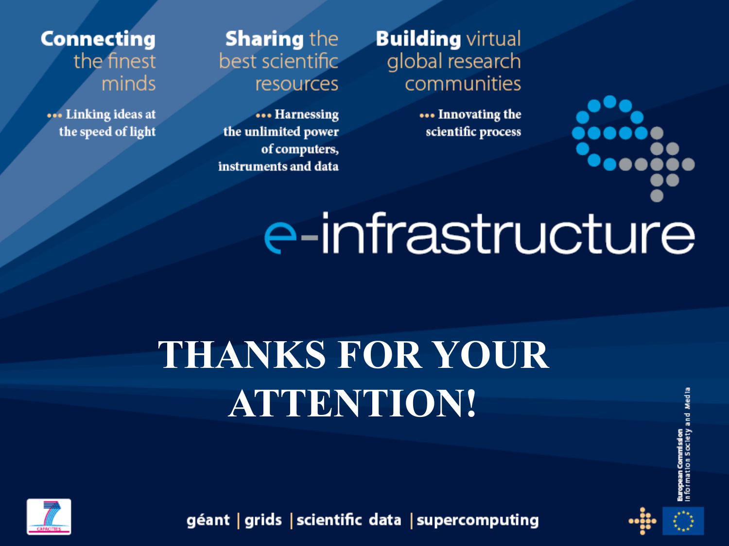**Connecting** the finest minds

••• Linking ideas at the speed of light

**Sharing** the best scientific resources

••• Harnessing the unlimited power of computers, instruments and data

**Building** virtual global research communities

••• Innovating the scientific process

e-infrastructure

# THANKS FOR YOUR ATTENTION!

géant | grids | scientific data | supercomputing

European Commission
Information Society and Media